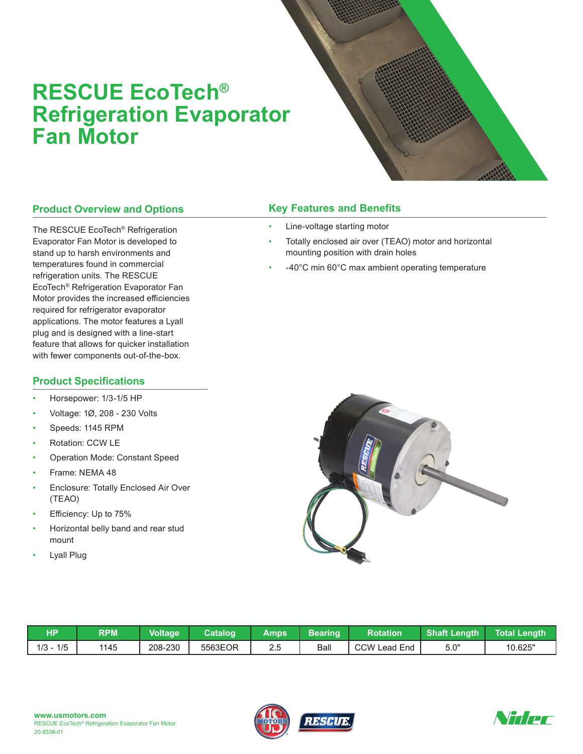# RESCUE EcoTech® Refrigeration Evaporator Fan Motor

## Product Overview and Options

The RESCUE EcoTech® Refrigeration Evaporator Fan Motor is developed to stand up to harsh environments and temperatures found in commercial refrigeration units. The RESCUE EcoTech® Refrigeration Evaporator Fan Motor provides the increased efficiencies required for refrigerator evaporator applications. The motor features a Lyall plug and is designed with a line-start feature that allows for quicker installation with fewer components out-of-the-box.

## Key Features and Benefits

- Line-voltage starting motor
- Totally enclosed air over (TEAO) motor and horizontal mounting position with drain holes
- -40°C min 60°C max ambient operating temperature

## Product Specifications

- Horsepower: 1/3-1/5 HP
- Voltage: 1Ø, 208 - 230 Volts
- Speeds: 1145 RPM
- Rotation: CCW LE
- Operation Mode: Constant Speed
- Frame: NEMA 48
- Enclosure: Totally Enclosed Air Over (TEAO)
- Efficiency: Up to 75%
- Horizontal belly band and rear stud mount
- Lyall Plug

| HP | RPM | Voltage | Catalog | Amps | Bearing | Rotation | Shaft Length | Total Length |
|---|---|---|---|---|---|---|---|---|
| 1/3 - 1/5 | 1145 | 208-230 | 5563EOR | 2.5 | Ball | CCW Lead End | 5.0" | 10.625" |

www.usmotors.com
RESCUE EcoTech® Refrigeration Evaporator Fan Motor
20-8538-01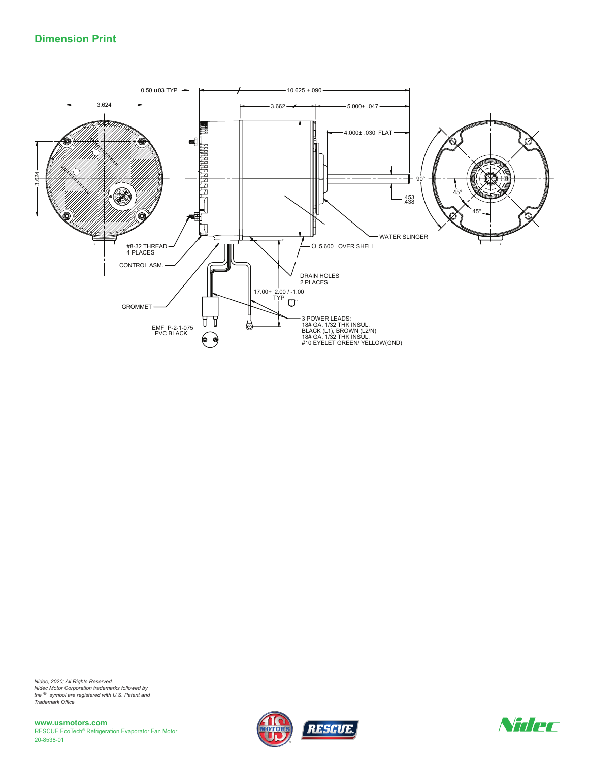## Dimension Print

0.50 ±.03 TYP

10.625 ±.090

3.624

3.662

5.000± .047

4.000± .030 FLAT

3.624

90°

45°

45°

.453
.438

WATER SLINGER

#8-32 THREAD
4 PLACES

O 5.600 OVER SHELL

CONTROL ASM.

DRAIN HOLES
2 PLACES

17.00+ 2.00 / -1.00
TYP

GROMMET

3 POWER LEADS:
18# GA. 1/32 THK INSUL,
BLACK (L1), BROWN (L2/N)
18# GA. 1/32 THK INSUL,
#10 EYELET GREEN/ YELLOW(GND)

EMF P-2-1-075
PVC BLACK

*Nidec, 2020; All Rights Reserved.*
*Nidec Motor Corporation trademarks followed by the ® symbol are registered with U.S. Patent and Trademark Office*

**www.usmotors.com**
RESCUE EcoTech® Refrigeration Evaporator Fan Motor
20-8538-01